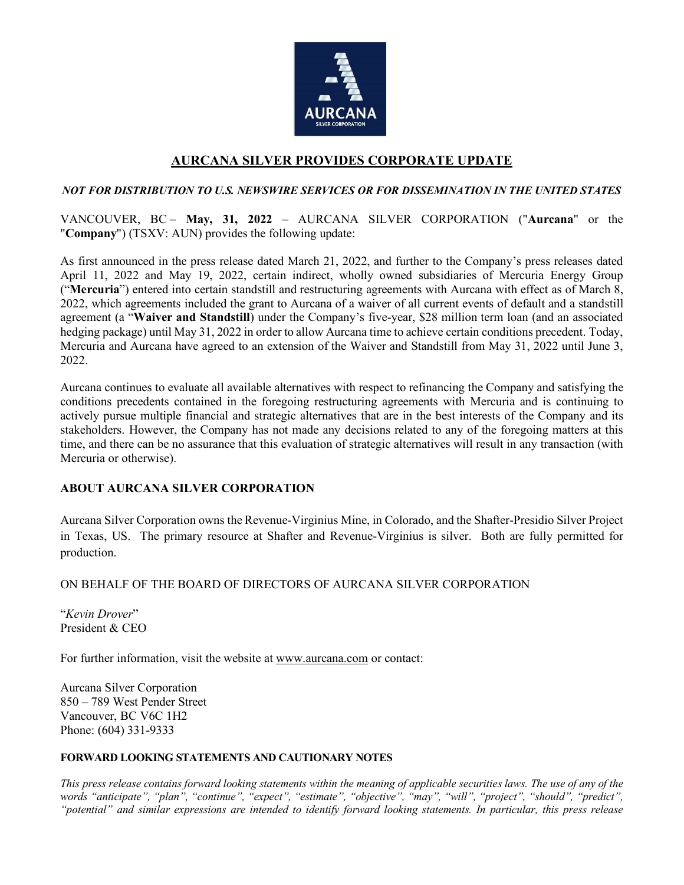# AURCANA SILVER PROVIDES CORPORATE UPDATE

***NOT FOR DISTRIBUTION TO U.S. NEWSWIRE SERVICES OR FOR DISSEMINATION IN THE UNITED STATES***

VANCOUVER, BC – **May, 31, 2022** – AURCANA SILVER CORPORATION ("**Aurcana**" or the "**Company**") (TSXV: AUN) provides the following update:

As first announced in the press release dated March 21, 2022, and further to the Company's press releases dated April 11, 2022 and May 19, 2022, certain indirect, wholly owned subsidiaries of Mercuria Energy Group ("**Mercuria**") entered into certain standstill and restructuring agreements with Aurcana with effect as of March 8, 2022, which agreements included the grant to Aurcana of a waiver of all current events of default and a standstill agreement (a "**Waiver and Standstill**) under the Company's five-year, $28 million term loan (and an associated hedging package) until May 31, 2022 in order to allow Aurcana time to achieve certain conditions precedent. Today, Mercuria and Aurcana have agreed to an extension of the Waiver and Standstill from May 31, 2022 until June 3, 2022.

Aurcana continues to evaluate all available alternatives with respect to refinancing the Company and satisfying the conditions precedents contained in the foregoing restructuring agreements with Mercuria and is continuing to actively pursue multiple financial and strategic alternatives that are in the best interests of the Company and its stakeholders. However, the Company has not made any decisions related to any of the foregoing matters at this time, and there can be no assurance that this evaluation of strategic alternatives will result in any transaction (with Mercuria or otherwise).

## ABOUT AURCANA SILVER CORPORATION

Aurcana Silver Corporation owns the Revenue-Virginius Mine, in Colorado, and the Shafter-Presidio Silver Project in Texas, US. The primary resource at Shafter and Revenue-Virginius is silver. Both are fully permitted for production.

ON BEHALF OF THE BOARD OF DIRECTORS OF AURCANA SILVER CORPORATION

"*Kevin Drover*"
President & CEO

For further information, visit the website at www.aurcana.com or contact:

Aurcana Silver Corporation
850 – 789 West Pender Street
Vancouver, BC V6C 1H2
Phone: (604) 331-9333

### FORWARD LOOKING STATEMENTS AND CAUTIONARY NOTES

*This press release contains forward looking statements within the meaning of applicable securities laws. The use of any of the words "anticipate", "plan", "continue", "expect", "estimate", "objective", "may", "will", "project", "should", "predict", "potential" and similar expressions are intended to identify forward looking statements. In particular, this press release*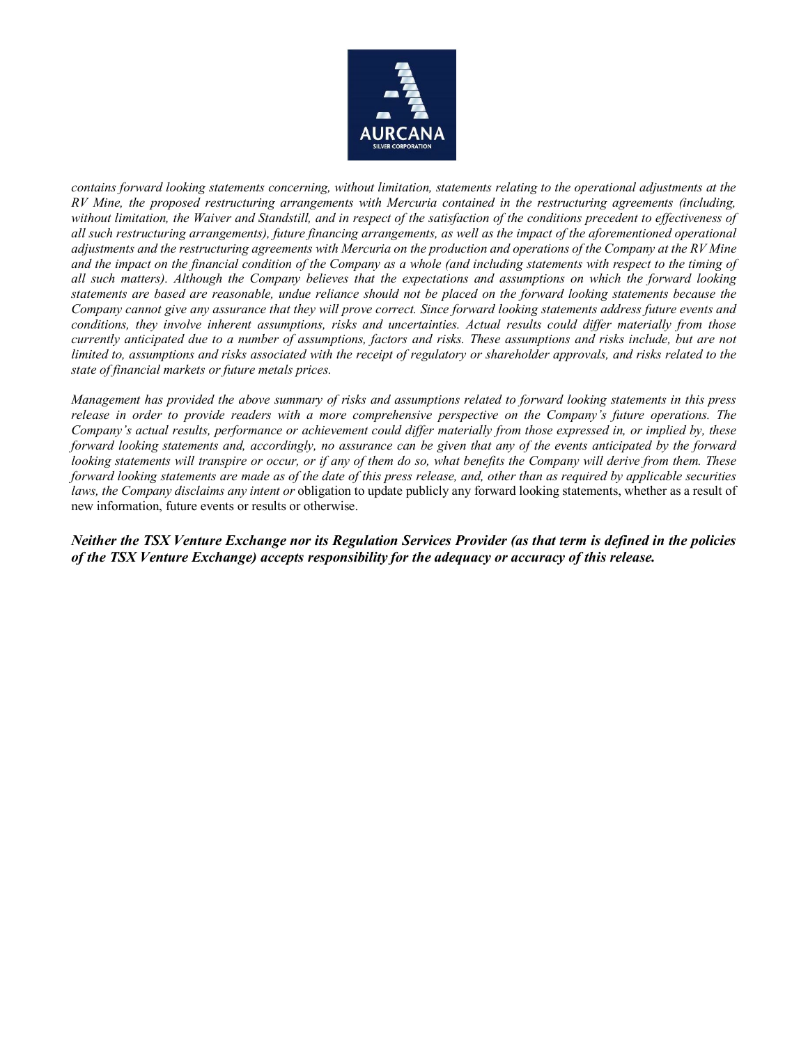*contains forward looking statements concerning, without limitation, statements relating to the operational adjustments at the RV Mine, the proposed restructuring arrangements with Mercuria contained in the restructuring agreements (including, without limitation, the Waiver and Standstill, and in respect of the satisfaction of the conditions precedent to effectiveness of all such restructuring arrangements), future financing arrangements, as well as the impact of the aforementioned operational adjustments and the restructuring agreements with Mercuria on the production and operations of the Company at the RV Mine and the impact on the financial condition of the Company as a whole (and including statements with respect to the timing of all such matters). Although the Company believes that the expectations and assumptions on which the forward looking statements are based are reasonable, undue reliance should not be placed on the forward looking statements because the Company cannot give any assurance that they will prove correct. Since forward looking statements address future events and conditions, they involve inherent assumptions, risks and uncertainties. Actual results could differ materially from those currently anticipated due to a number of assumptions, factors and risks. These assumptions and risks include, but are not limited to, assumptions and risks associated with the receipt of regulatory or shareholder approvals, and risks related to the state of financial markets or future metals prices.*

*Management has provided the above summary of risks and assumptions related to forward looking statements in this press release in order to provide readers with a more comprehensive perspective on the Company's future operations. The Company's actual results, performance or achievement could differ materially from those expressed in, or implied by, these forward looking statements and, accordingly, no assurance can be given that any of the events anticipated by the forward looking statements will transpire or occur, or if any of them do so, what benefits the Company will derive from them. These forward looking statements are made as of the date of this press release, and, other than as required by applicable securities laws, the Company disclaims any intent or* obligation to update publicly any forward looking statements, whether as a result of new information, future events or results or otherwise.

***Neither the TSX Venture Exchange nor its Regulation Services Provider (as that term is defined in the policies of the TSX Venture Exchange) accepts responsibility for the adequacy or accuracy of this release.***